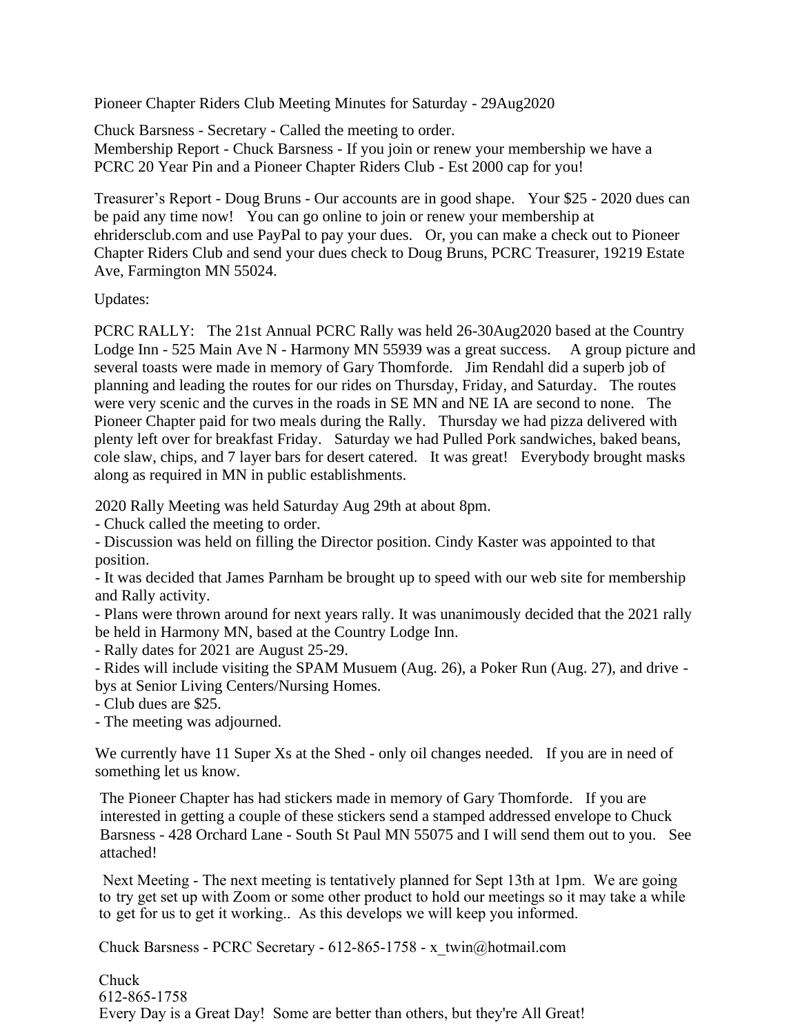Pioneer Chapter Riders Club Meeting Minutes for Saturday - 29Aug2020

Chuck Barsness - Secretary - Called the meeting to order.
Membership Report - Chuck Barsness - If you join or renew your membership we have a PCRC 20 Year Pin and a Pioneer Chapter Riders Club - Est 2000 cap for you!

Treasurer's Report - Doug Bruns - Our accounts are in good shape. Your $25 - 2020 dues can be paid any time now! You can go online to join or renew your membership at ehridersclub.com and use PayPal to pay your dues. Or, you can make a check out to Pioneer Chapter Riders Club and send your dues check to Doug Bruns, PCRC Treasurer, 19219 Estate Ave, Farmington MN 55024.

Updates:

PCRC RALLY: The 21st Annual PCRC Rally was held 26-30Aug2020 based at the Country Lodge Inn - 525 Main Ave N - Harmony MN 55939 was a great success. A group picture and several toasts were made in memory of Gary Thomforde. Jim Rendahl did a superb job of planning and leading the routes for our rides on Thursday, Friday, and Saturday. The routes were very scenic and the curves in the roads in SE MN and NE IA are second to none. The Pioneer Chapter paid for two meals during the Rally. Thursday we had pizza delivered with plenty left over for breakfast Friday. Saturday we had Pulled Pork sandwiches, baked beans, cole slaw, chips, and 7 layer bars for desert catered. It was great! Everybody brought masks along as required in MN in public establishments.

2020 Rally Meeting was held Saturday Aug 29th at about 8pm.
- Chuck called the meeting to order.
- Discussion was held on filling the Director position. Cindy Kaster was appointed to that position.
- It was decided that James Parnham be brought up to speed with our web site for membership and Rally activity.
- Plans were thrown around for next years rally. It was unanimously decided that the 2021 rally be held in Harmony MN, based at the Country Lodge Inn.
- Rally dates for 2021 are August 25-29.
- Rides will include visiting the SPAM Musuem (Aug. 26), a Poker Run (Aug. 27), and drive - bys at Senior Living Centers/Nursing Homes.
- Club dues are $25.
- The meeting was adjourned.

We currently have 11 Super Xs at the Shed - only oil changes needed. If you are in need of something let us know.

The Pioneer Chapter has had stickers made in memory of Gary Thomforde. If you are interested in getting a couple of these stickers send a stamped addressed envelope to Chuck Barsness - 428 Orchard Lane - South St Paul MN 55075 and I will send them out to you. See attached!

Next Meeting - The next meeting is tentatively planned for Sept 13th at 1pm. We are going to try get set up with Zoom or some other product to hold our meetings so it may take a while to get for us to get it working.. As this develops we will keep you informed.

Chuck Barsness - PCRC Secretary - 612-865-1758 - x_twin@hotmail.com

Chuck
612-865-1758
Every Day is a Great Day! Some are better than others, but they're All Great!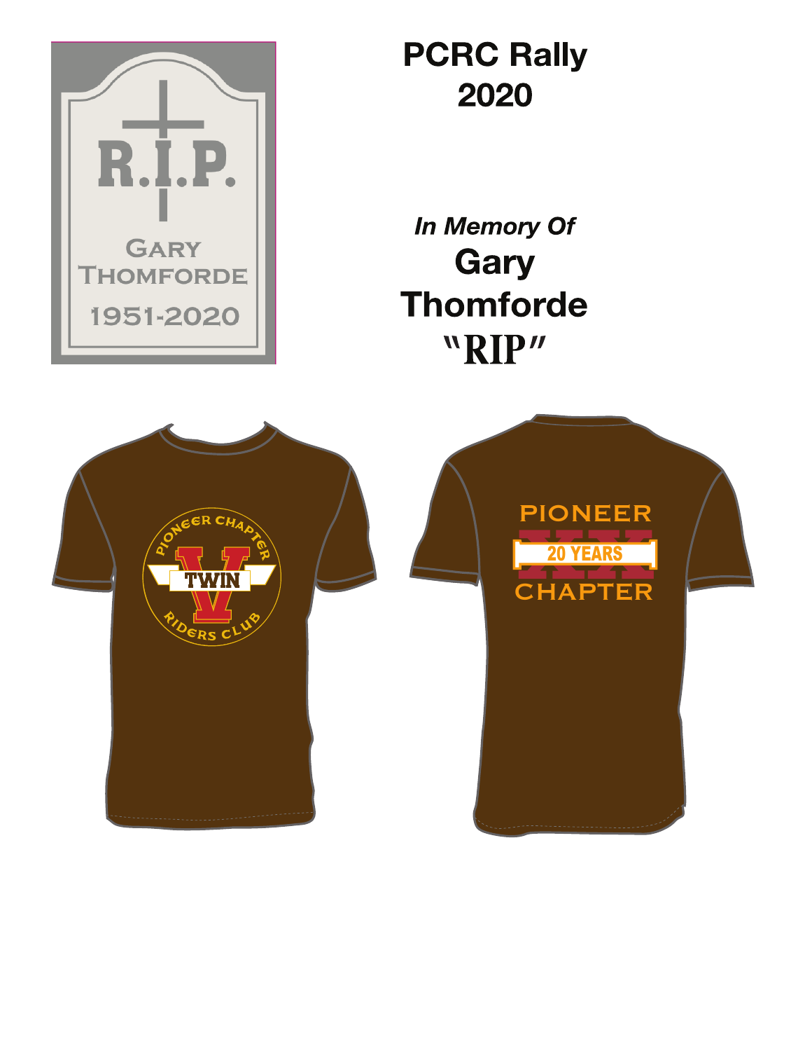# PCRC Rally 2020

*In Memory Of*

**Gary Thomforde**

**"RIP"**